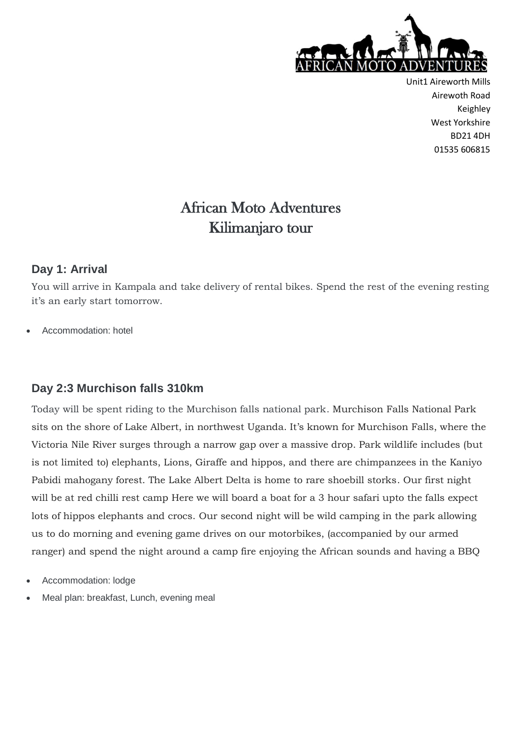AFRICAN MOTO ADVENTURES

Unit1 Aireworth Mills
Airewoth Road
Keighley
West Yorkshire
BD21 4DH
01535 606815

# African Moto Adventures
# Kilimanjaro tour

## Day 1: Arrival

You will arrive in Kampala and take delivery of rental bikes. Spend the rest of the evening resting it's an early start tomorrow.

- Accommodation: hotel

## Day 2:3 Murchison falls 310km

Today will be spent riding to the Murchison falls national park. Murchison Falls National Park sits on the shore of Lake Albert, in northwest Uganda. It's known for Murchison Falls, where the Victoria Nile River surges through a narrow gap over a massive drop. Park wildlife includes (but is not limited to) elephants, Lions, Giraffe and hippos, and there are chimpanzees in the Kaniyo Pabidi mahogany forest. The Lake Albert Delta is home to rare shoebill storks. Our first night will be at red chilli rest camp Here we will board a boat for a 3 hour safari upto the falls expect lots of hippos elephants and crocs. Our second night will be wild camping in the park allowing us to do morning and evening game drives on our motorbikes, (accompanied by our armed ranger) and spend the night around a camp fire enjoying the African sounds and having a BBQ

- Accommodation: lodge
- Meal plan: breakfast, Lunch, evening meal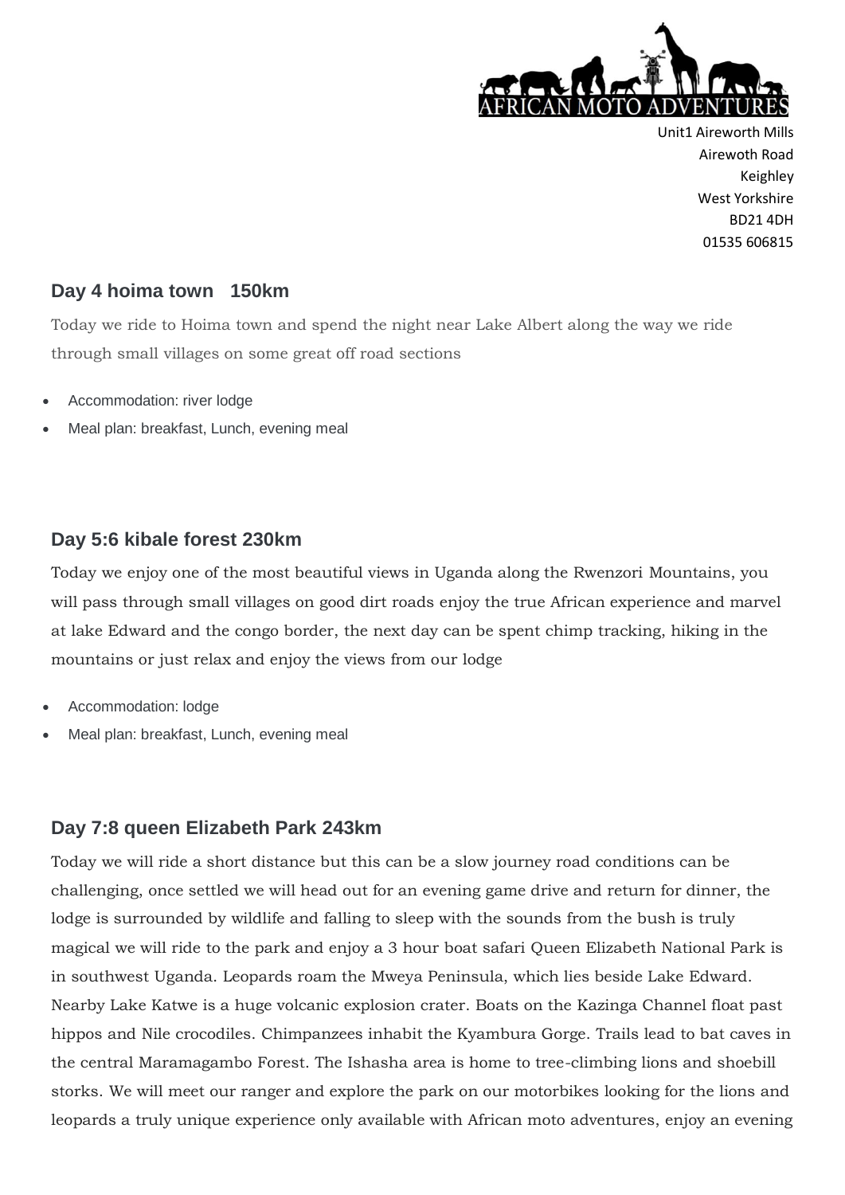Unit1 Aireworth Mills
Airewoth Road
Keighley
West Yorkshire
BD21 4DH
01535 606815

## Day 4 hoima town 150km

Today we ride to Hoima town and spend the night near Lake Albert along the way we ride through small villages on some great off road sections

- Accommodation: river lodge
- Meal plan: breakfast, Lunch, evening meal

## Day 5:6 kibale forest 230km

Today we enjoy one of the most beautiful views in Uganda along the Rwenzori Mountains, you will pass through small villages on good dirt roads enjoy the true African experience and marvel at lake Edward and the congo border, the next day can be spent chimp tracking, hiking in the mountains or just relax and enjoy the views from our lodge

- Accommodation: lodge
- Meal plan: breakfast, Lunch, evening meal

## Day 7:8 queen Elizabeth Park 243km

Today we will ride a short distance but this can be a slow journey road conditions can be challenging, once settled we will head out for an evening game drive and return for dinner, the lodge is surrounded by wildlife and falling to sleep with the sounds from the bush is truly magical we will ride to the park and enjoy a 3 hour boat safari Queen Elizabeth National Park is in southwest Uganda. Leopards roam the Mweya Peninsula, which lies beside Lake Edward. Nearby Lake Katwe is a huge volcanic explosion crater. Boats on the Kazinga Channel float past hippos and Nile crocodiles. Chimpanzees inhabit the Kyambura Gorge. Trails lead to bat caves in the central Maramagambo Forest. The Ishasha area is home to tree-climbing lions and shoebill storks. We will meet our ranger and explore the park on our motorbikes looking for the lions and leopards a truly unique experience only available with African moto adventures, enjoy an evening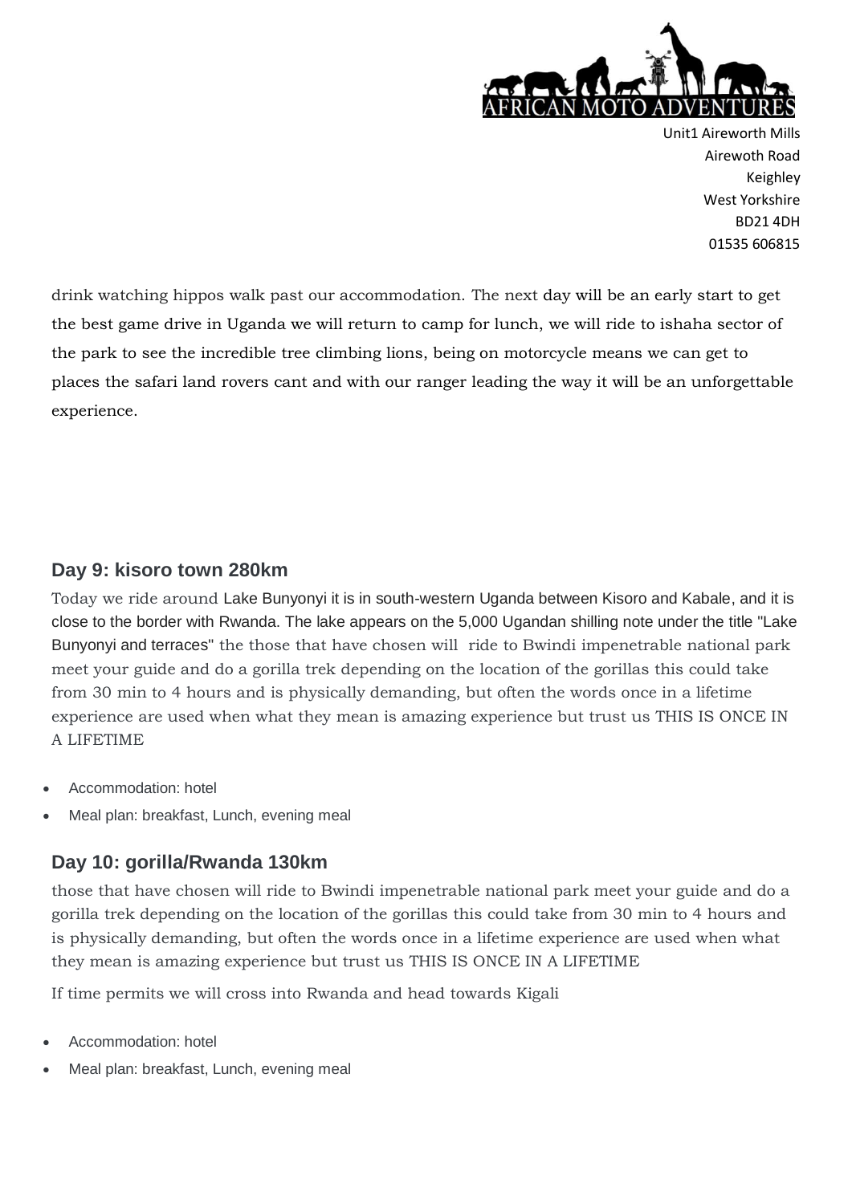drink watching hippos walk past our accommodation. The next day will be an early start to get the best game drive in Uganda we will return to camp for lunch, we will ride to ishaha sector of the park to see the incredible tree climbing lions, being on motorcycle means we can get to places the safari land rovers cant and with our ranger leading the way it will be an unforgettable experience.

### Day 9: kisoro town 280km

Today we ride around Lake Bunyonyi it is in south-western Uganda between Kisoro and Kabale, and it is close to the border with Rwanda. The lake appears on the 5,000 Ugandan shilling note under the title "Lake Bunyonyi and terraces" the those that have chosen will  ride to Bwindi impenetrable national park meet your guide and do a gorilla trek depending on the location of the gorillas this could take from 30 min to 4 hours and is physically demanding, but often the words once in a lifetime experience are used when what they mean is amazing experience but trust us THIS IS ONCE IN A LIFETIME

- Accommodation: hotel
- Meal plan: breakfast, Lunch, evening meal

### Day 10: gorilla/Rwanda 130km

those that have chosen will ride to Bwindi impenetrable national park meet your guide and do a gorilla trek depending on the location of the gorillas this could take from 30 min to 4 hours and is physically demanding, but often the words once in a lifetime experience are used when what they mean is amazing experience but trust us THIS IS ONCE IN A LIFETIME

If time permits we will cross into Rwanda and head towards Kigali

- Accommodation: hotel
- Meal plan: breakfast, Lunch, evening meal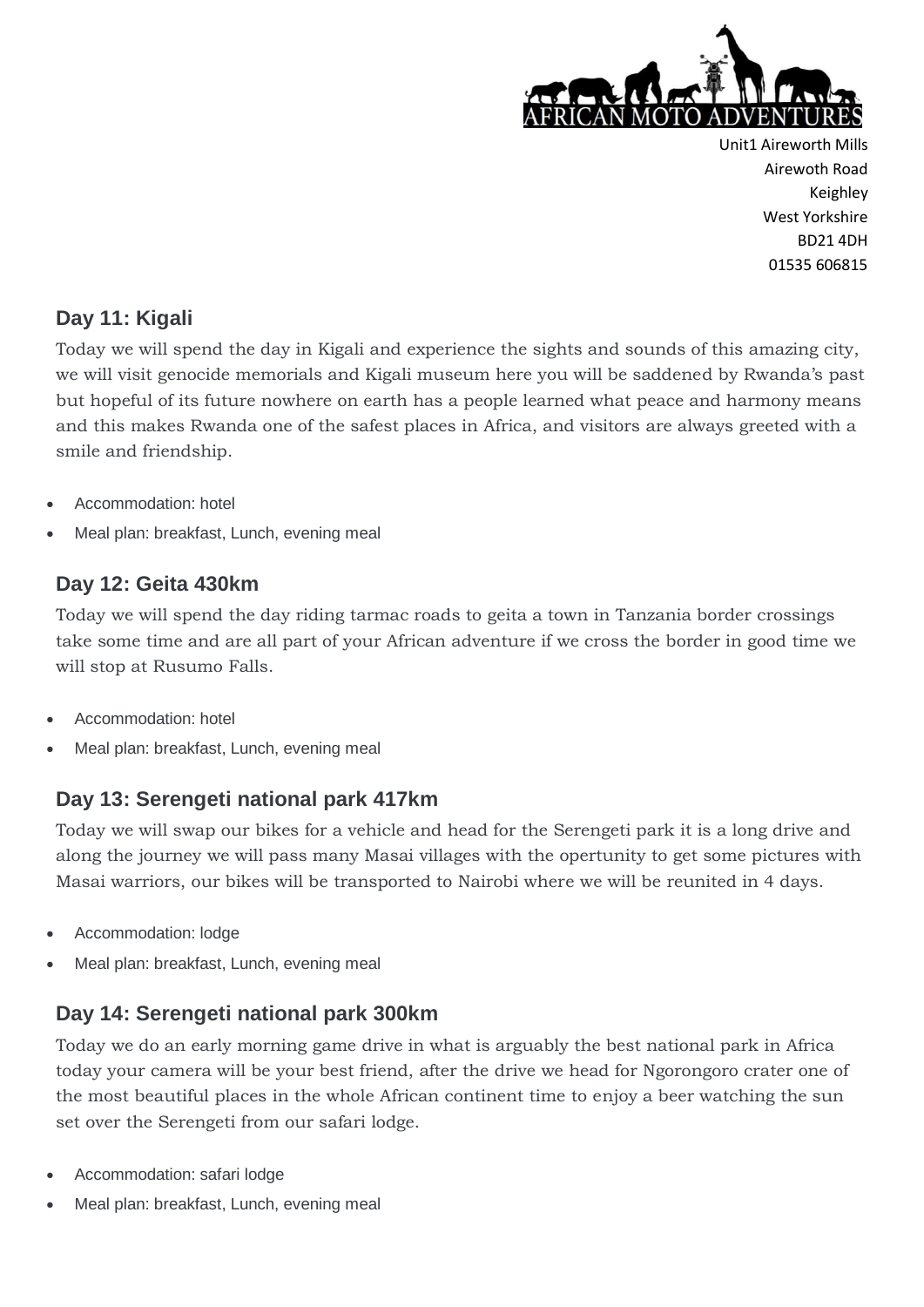## Day 11: Kigali

Today we will spend the day in Kigali and experience the sights and sounds of this amazing city, we will visit genocide memorials and Kigali museum here you will be saddened by Rwanda's past but hopeful of its future nowhere on earth has a people learned what peace and harmony means and this makes Rwanda one of the safest places in Africa, and visitors are always greeted with a smile and friendship.

- Accommodation: hotel
- Meal plan: breakfast, Lunch, evening meal

## Day 12: Geita 430km

Today we will spend the day riding tarmac roads to geita a town in Tanzania border crossings take some time and are all part of your African adventure if we cross the border in good time we will stop at Rusumo Falls.

- Accommodation: hotel
- Meal plan: breakfast, Lunch, evening meal

## Day 13: Serengeti national park 417km

Today we will swap our bikes for a vehicle and head for the Serengeti park it is a long drive and along the journey we will pass many Masai villages with the opertunity to get some pictures with Masai warriors, our bikes will be transported to Nairobi where we will be reunited in 4 days.

- Accommodation: lodge
- Meal plan: breakfast, Lunch, evening meal

## Day 14: Serengeti national park 300km

Today we do an early morning game drive in what is arguably the best national park in Africa today your camera will be your best friend, after the drive we head for Ngorongoro crater one of the most beautiful places in the whole African continent time to enjoy a beer watching the sun set over the Serengeti from our safari lodge.

- Accommodation: safari lodge
- Meal plan: breakfast, Lunch, evening meal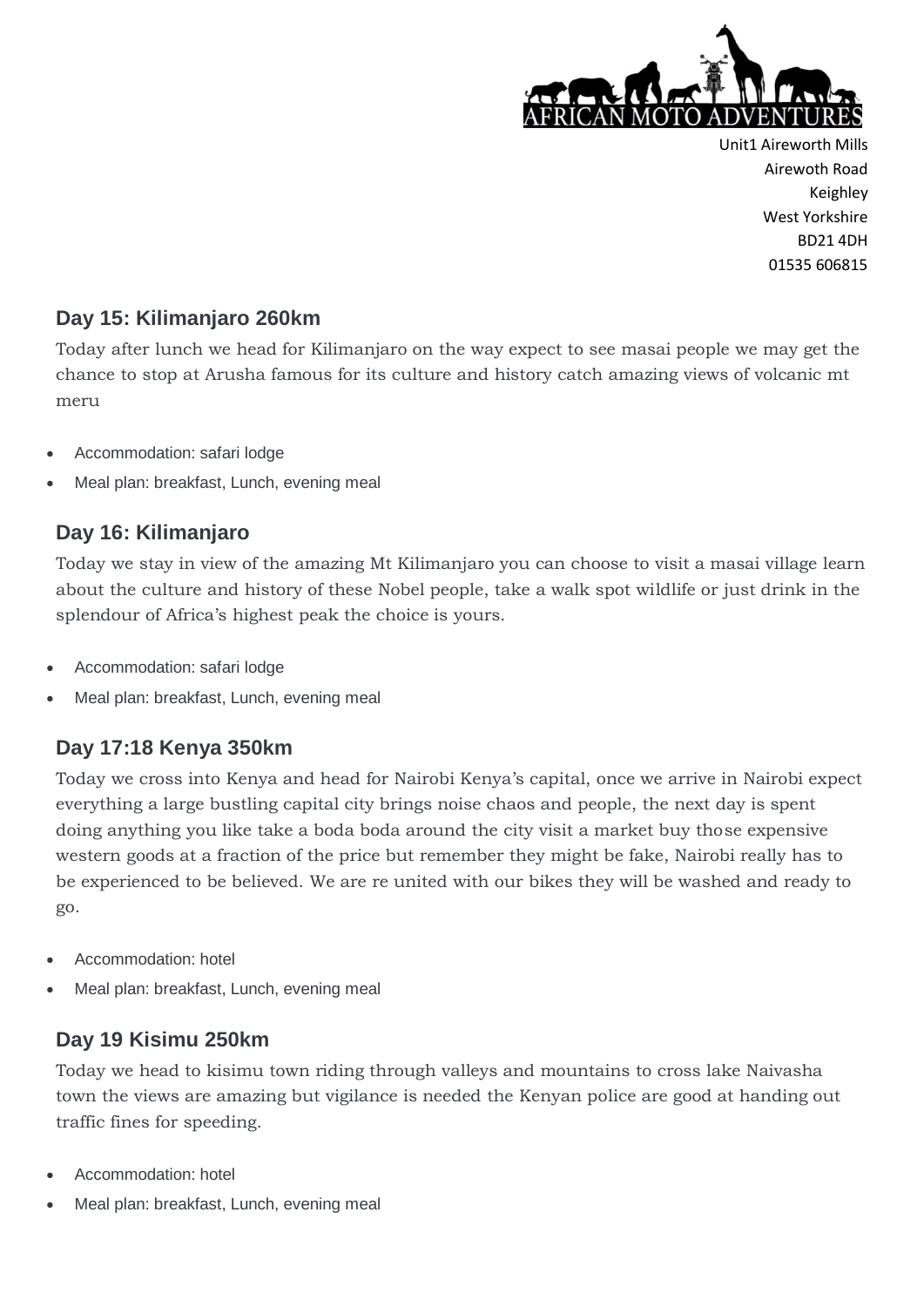## Day 15: Kilimanjaro 260km

Today after lunch we head for Kilimanjaro on the way expect to see masai people we may get the chance to stop at Arusha famous for its culture and history catch amazing views of volcanic mt meru

- Accommodation: safari lodge
- Meal plan: breakfast, Lunch, evening meal

## Day 16: Kilimanjaro

Today we stay in view of the amazing Mt Kilimanjaro you can choose to visit a masai village learn about the culture and history of these Nobel people, take a walk spot wildlife or just drink in the splendour of Africa's highest peak the choice is yours.

- Accommodation: safari lodge
- Meal plan: breakfast, Lunch, evening meal

## Day 17:18 Kenya 350km

Today we cross into Kenya and head for Nairobi Kenya's capital, once we arrive in Nairobi expect everything a large bustling capital city brings noise chaos and people, the next day is spent doing anything you like take a boda boda around the city visit a market buy those expensive western goods at a fraction of the price but remember they might be fake, Nairobi really has to be experienced to be believed. We are re united with our bikes they will be washed and ready to go.

- Accommodation: hotel
- Meal plan: breakfast, Lunch, evening meal

## Day 19 Kisimu 250km

Today we head to kisimu town riding through valleys and mountains to cross lake Naivasha town the views are amazing but vigilance is needed the Kenyan police are good at handing out traffic fines for speeding.

- Accommodation: hotel
- Meal plan: breakfast, Lunch, evening meal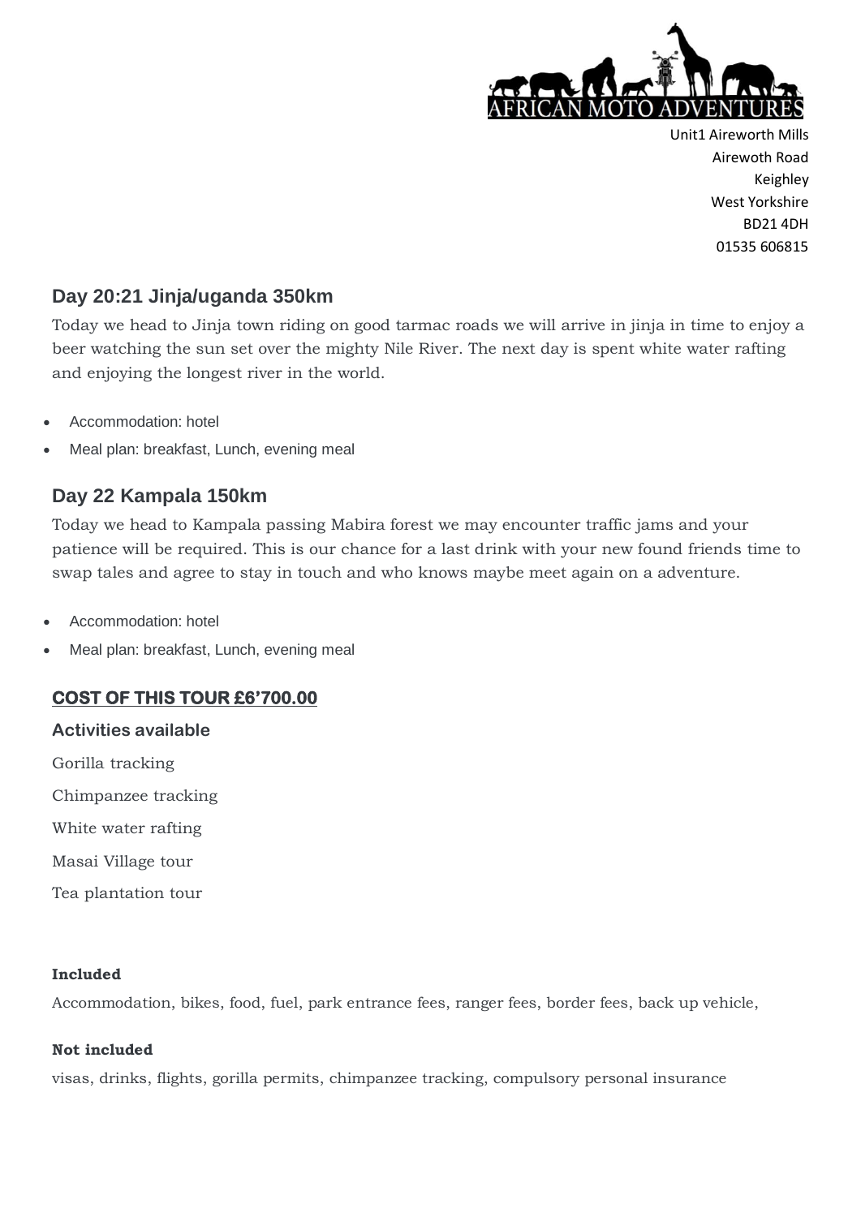AFRICAN MOTO ADVENTURES

Unit1 Aireworth Mills
Airewoth Road
Keighley
West Yorkshire
BD21 4DH
01535 606815

## Day 20:21 Jinja/uganda 350km

Today we head to Jinja town riding on good tarmac roads we will arrive in jinja in time to enjoy a beer watching the sun set over the mighty Nile River. The next day is spent white water rafting and enjoying the longest river in the world.

- Accommodation: hotel
- Meal plan: breakfast, Lunch, evening meal

## Day 22 Kampala 150km

Today we head to Kampala passing Mabira forest we may encounter traffic jams and your patience will be required. This is our chance for a last drink with your new found friends time to swap tales and agree to stay in touch and who knows maybe meet again on a adventure.

- Accommodation: hotel
- Meal plan: breakfast, Lunch, evening meal

### COST OF THIS TOUR £6'700.00

### Activities available

Gorilla tracking

Chimpanzee tracking

White water rafting

Masai Village tour

Tea plantation tour

**Included**

Accommodation, bikes, food, fuel, park entrance fees, ranger fees, border fees, back up vehicle,

**Not included**

visas, drinks, flights, gorilla permits, chimpanzee tracking, compulsory personal insurance